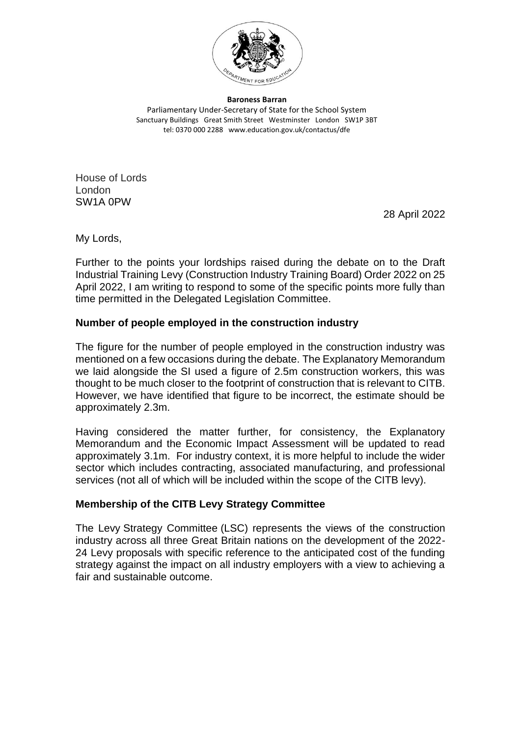**Baroness Barran**
Parliamentary Under-Secretary of State for the School System
Sanctuary Buildings Great Smith Street Westminster London SW1P 3BT
tel: 0370 000 2288 www.education.gov.uk/contactus/dfe

House of Lords
London
SW1A 0PW

28 April 2022

My Lords,

Further to the points your lordships raised during the debate on to the Draft Industrial Training Levy (Construction Industry Training Board) Order 2022 on 25 April 2022, I am writing to respond to some of the specific points more fully than time permitted in the Delegated Legislation Committee.

## Number of people employed in the construction industry

The figure for the number of people employed in the construction industry was mentioned on a few occasions during the debate. The Explanatory Memorandum we laid alongside the SI used a figure of 2.5m construction workers, this was thought to be much closer to the footprint of construction that is relevant to CITB. However, we have identified that figure to be incorrect, the estimate should be approximately 2.3m.

Having considered the matter further, for consistency, the Explanatory Memorandum and the Economic Impact Assessment will be updated to read approximately 3.1m. For industry context, it is more helpful to include the wider sector which includes contracting, associated manufacturing, and professional services (not all of which will be included within the scope of the CITB levy).

## Membership of the CITB Levy Strategy Committee

The Levy Strategy Committee (LSC) represents the views of the construction industry across all three Great Britain nations on the development of the 2022-24 Levy proposals with specific reference to the anticipated cost of the funding strategy against the impact on all industry employers with a view to achieving a fair and sustainable outcome.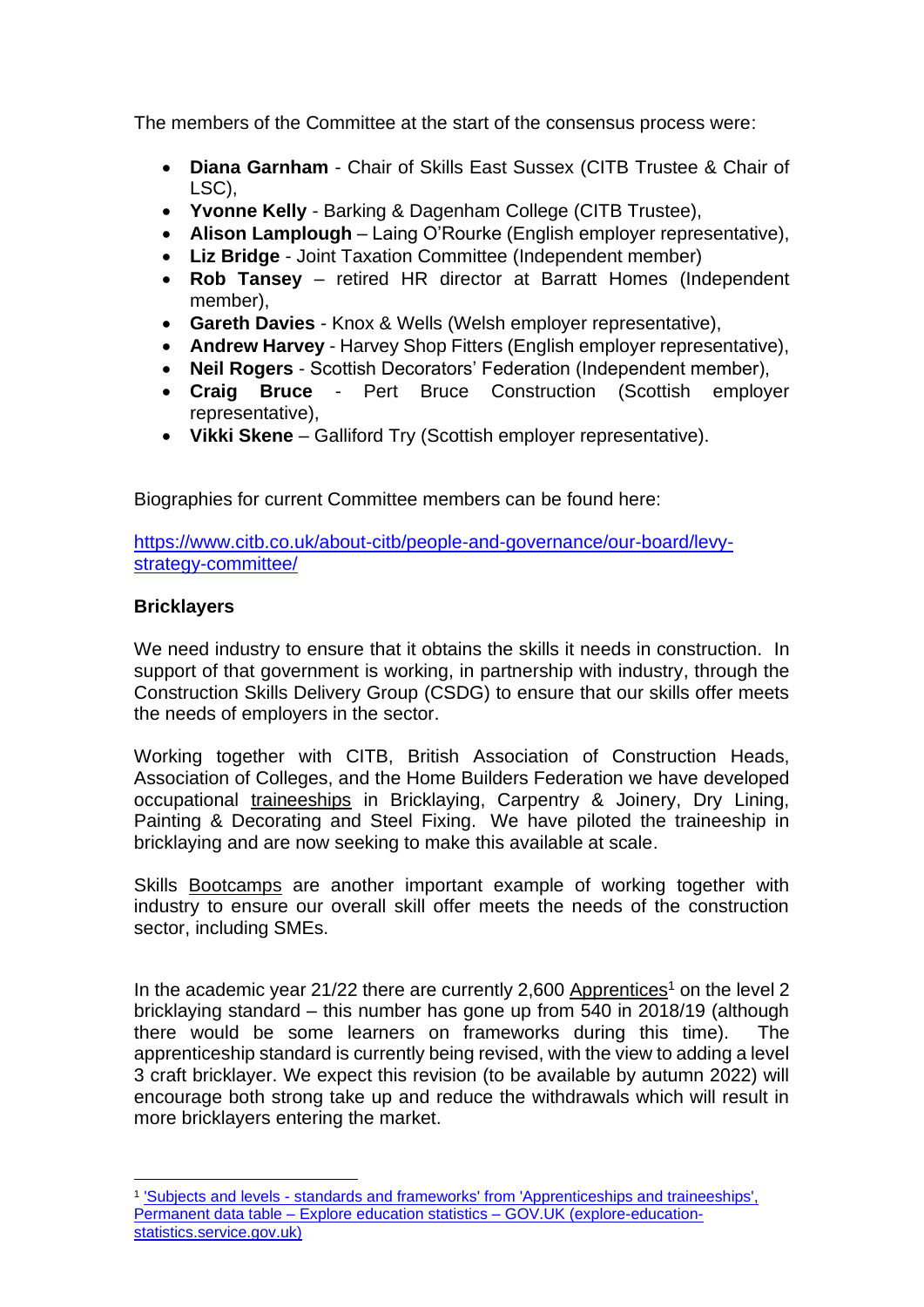The members of the Committee at the start of the consensus process were:

- **Diana Garnham** - Chair of Skills East Sussex (CITB Trustee & Chair of LSC),
- **Yvonne Kelly** - Barking & Dagenham College (CITB Trustee),
- **Alison Lamplough** – Laing O'Rourke (English employer representative),
- **Liz Bridge** - Joint Taxation Committee (Independent member)
- **Rob Tansey** – retired HR director at Barratt Homes (Independent member),
- **Gareth Davies** - Knox & Wells (Welsh employer representative),
- **Andrew Harvey** - Harvey Shop Fitters (English employer representative),
- **Neil Rogers** - Scottish Decorators' Federation (Independent member),
- **Craig Bruce** - Pert Bruce Construction (Scottish employer representative),
- **Vikki Skene** – Galliford Try (Scottish employer representative).

Biographies for current Committee members can be found here:

https://www.citb.co.uk/about-citb/people-and-governance/our-board/levy-strategy-committee/

**Bricklayers**

We need industry to ensure that it obtains the skills it needs in construction. In support of that government is working, in partnership with industry, through the Construction Skills Delivery Group (CSDG) to ensure that our skills offer meets the needs of employers in the sector.

Working together with CITB, British Association of Construction Heads, Association of Colleges, and the Home Builders Federation we have developed occupational traineeships in Bricklaying, Carpentry & Joinery, Dry Lining, Painting & Decorating and Steel Fixing. We have piloted the traineeship in bricklaying and are now seeking to make this available at scale.

Skills Bootcamps are another important example of working together with industry to ensure our overall skill offer meets the needs of the construction sector, including SMEs.

In the academic year 21/22 there are currently 2,600 Apprentices[1] on the level 2 bricklaying standard – this number has gone up from 540 in 2018/19 (although there would be some learners on frameworks during this time). The apprenticeship standard is currently being revised, with the view to adding a level 3 craft bricklayer. We expect this revision (to be available by autumn 2022) will encourage both strong take up and reduce the withdrawals which will result in more bricklayers entering the market.

[1] 'Subjects and levels - standards and frameworks' from 'Apprenticeships and traineeships', Permanent data table – Explore education statistics – GOV.UK (explore-education-statistics.service.gov.uk)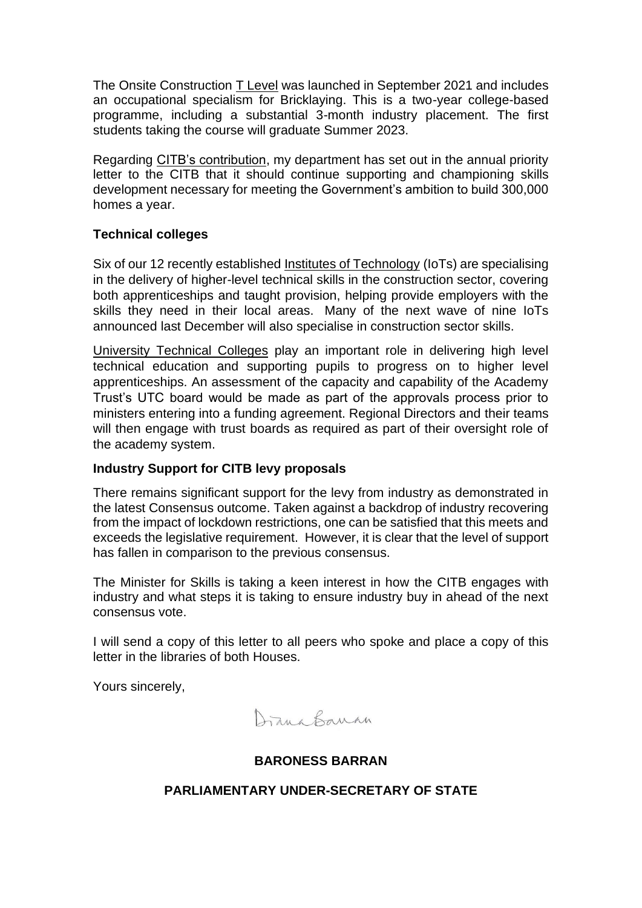The Onsite Construction T Level was launched in September 2021 and includes an occupational specialism for Bricklaying. This is a two-year college-based programme, including a substantial 3-month industry placement. The first students taking the course will graduate Summer 2023.

Regarding CITB's contribution, my department has set out in the annual priority letter to the CITB that it should continue supporting and championing skills development necessary for meeting the Government's ambition to build 300,000 homes a year.

**Technical colleges**

Six of our 12 recently established Institutes of Technology (IoTs) are specialising in the delivery of higher-level technical skills in the construction sector, covering both apprenticeships and taught provision, helping provide employers with the skills they need in their local areas. Many of the next wave of nine IoTs announced last December will also specialise in construction sector skills.

University Technical Colleges play an important role in delivering high level technical education and supporting pupils to progress on to higher level apprenticeships. An assessment of the capacity and capability of the Academy Trust's UTC board would be made as part of the approvals process prior to ministers entering into a funding agreement. Regional Directors and their teams will then engage with trust boards as required as part of their oversight role of the academy system.

**Industry Support for CITB levy proposals**

There remains significant support for the levy from industry as demonstrated in the latest Consensus outcome. Taken against a backdrop of industry recovering from the impact of lockdown restrictions, one can be satisfied that this meets and exceeds the legislative requirement. However, it is clear that the level of support has fallen in comparison to the previous consensus.

The Minister for Skills is taking a keen interest in how the CITB engages with industry and what steps it is taking to ensure industry buy in ahead of the next consensus vote.

I will send a copy of this letter to all peers who spoke and place a copy of this letter in the libraries of both Houses.

Yours sincerely,

Diana Barran

**BARONESS BARRAN**

**PARLIAMENTARY UNDER-SECRETARY OF STATE**